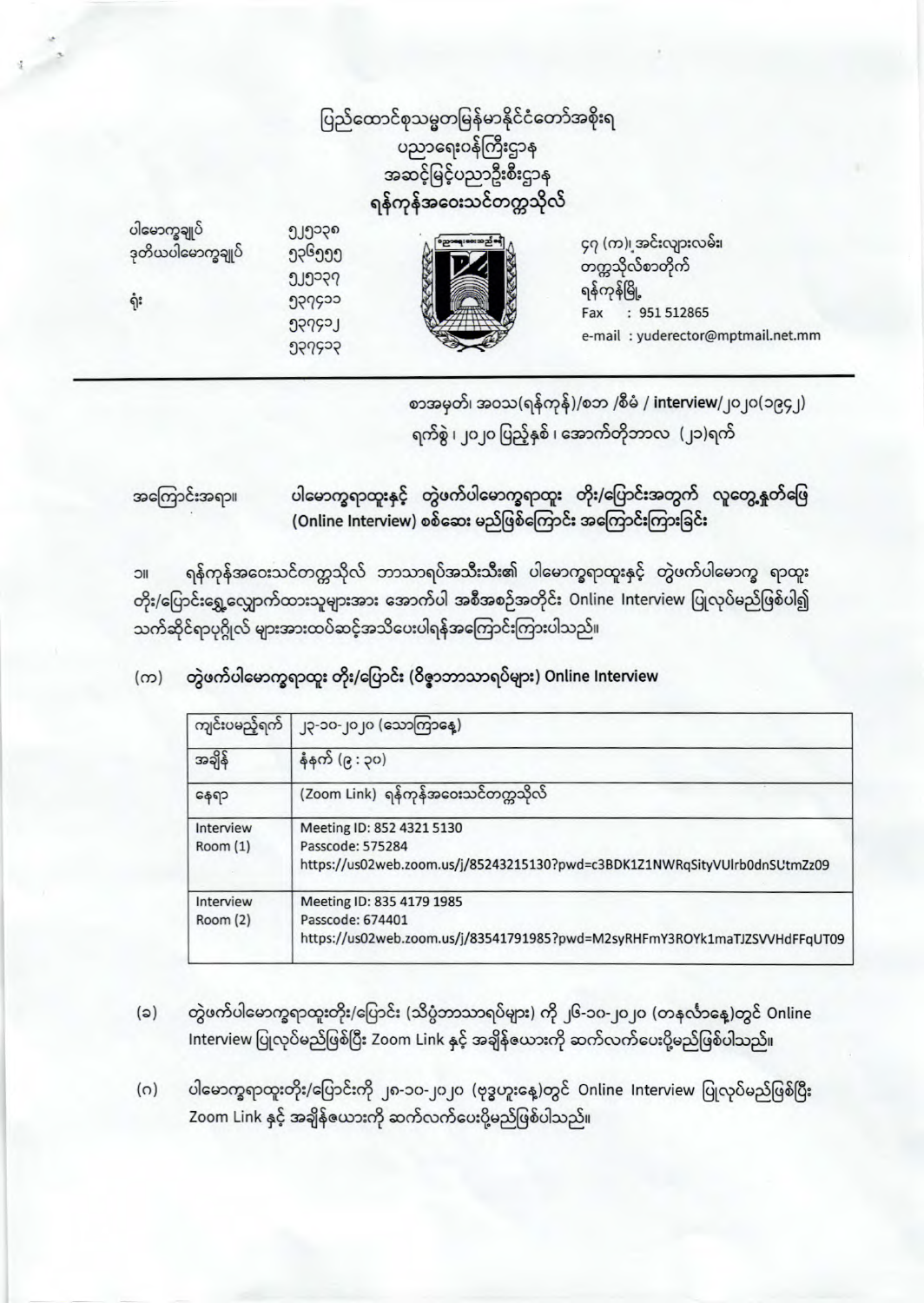# ပြည်ထောင်စုသမ္မတမြန်မာနိုင်ငံတော်အစိုးရ
## ပညာရေးဝန်ကြီးဌာန
## အဆင့်မြင့်ပညာဦးစီးဌာန
## ရန်ကုန်အဝေးသင်တက္ကသိုလ်

ပါမောက္ခချုပ် ၅၂၅၁၃၈
ဒုတိယပါမောက္ခချုပ် ၅၃၆၅၅၅
၅၂၅၁၃၇
ရုံး ၅၃၇၄၁၁
၅၃၇၄၁၂
၅၃၇၄၁၃

၄၇ (က)၊ အင်းလျားလမ်း၊
တက္ကသိုလ်စာတိုက်
ရန်ကုန်မြို့
Fax : 951 512865
e-mail : yuderector@mptmail.net.mm

---

စာအမှတ်၊ အဝသ(ရန်ကုန်)/စဘ /စီမံ / interview/၂၀၂၀(၁၉၄၂)
ရက်စွဲ ၊ ၂၀၂၀ ပြည့်နှစ် ၊ အောက်တိုဘာလ (၂၁)ရက်

အကြောင်းအရာ။ **ပါမောက္ခရာထူးနှင့် တွဲဖက်ပါမောက္ခရာထူး တိုး/ပြောင်းအတွက် လူတွေ့နှုတ်ဖြေ (Online Interview) စစ်ဆေး မည်ဖြစ်ကြောင်း အကြောင်းကြားခြင်း**

၁။ ရန်ကုန်အဝေးသင်တက္ကသိုလ် ဘာသာရပ်အသီးသီး၏ ပါမောက္ခရာထူးနှင့် တွဲဖက်ပါမောက္ခ ရာထူး တိုး/ပြောင်းရွှေ့လျှောက်ထားသူများအား အောက်ပါ အစီအစဉ်အတိုင်း Online Interview ပြုလုပ်မည်ဖြစ်ပါ၍ သက်ဆိုင်ရာပုဂ္ဂိုလ် များအားထပ်ဆင့်အသိပေးပါရန်အကြောင်းကြားပါသည်။

(က) **တွဲဖက်ပါမောက္ခရာထူး တိုး/ပြောင်း (ဝိဇ္ဇာဘာသာရပ်များ) Online Interview**

| ကျင်းပမည့်ရက် | ၂၃-၁၀-၂၀၂၀ (သောကြာနေ့) |
|---|---|
| အချိန် | နံနက် (၉ : ၃၀) |
| နေရာ | (Zoom Link) ရန်ကုန်အဝေးသင်တက္ကသိုလ် |
| Interview Room (1) | Meeting ID: 852 4321 5130<br>Passcode: 575284<br>https://us02web.zoom.us/j/85243215130?pwd=c3BDK1Z1NWRqSityVUlrb0dnSUtmZz09 |
| Interview Room (2) | Meeting ID: 835 4179 1985<br>Passcode: 674401<br>https://us02web.zoom.us/j/83541791985?pwd=M2syRHFmY3ROYk1maTJZSVVHdFFqUT09 |

(ခ) တွဲဖက်ပါမောက္ခရာထူးတိုး/ပြောင်း (သိပ္ပံဘာသာရပ်များ) ကို ၂၆-၁၀-၂၀၂၀ (တနင်္လာနေ့)တွင် Online Interview ပြုလုပ်မည်ဖြစ်ပြီး Zoom Link နှင့် အချိန်ဇယားကို ဆက်လက်ပေးပို့မည်ဖြစ်ပါသည်။

(ဂ) ပါမောက္ခရာထူးတိုး/ပြောင်းကို ၂၈-၁၀-၂၀၂၀ (ဗုဒ္ဓဟူးနေ့)တွင် Online Interview ပြုလုပ်မည်ဖြစ်ပြီး Zoom Link နှင့် အချိန်ဇယားကို ဆက်လက်ပေးပို့မည်ဖြစ်ပါသည်။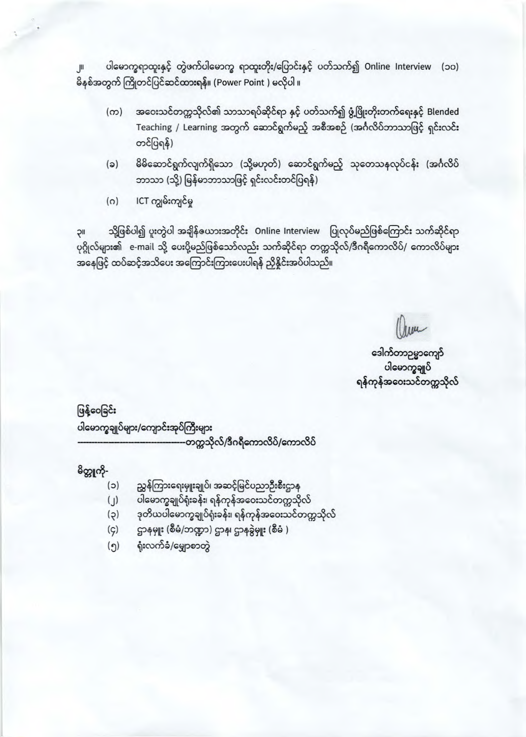၂။ ပါမောက္ခရာထူးနှင့် တွဲဖက်ပါမောက္ခ ရာထူးတိုး/ပြောင်းနှင့် ပတ်သက်၍ Online Interview (၁၀) မိနစ်အတွက် ကြိုတင်ပြင်ဆင်ထားရန်။ (Power Point ) မလိုပါ ။

(က) အဝေးသင်တက္ကသိုလ်၏ သာသာရပ်ဆိုင်ရာ နှင့် ပတ်သက်၍ ဖွံ့ဖြိုးတိုးတက်ရေးနှင့် Blended Teaching / Learning အတွက် ဆောင်ရွက်မည့် အစီအစဉ် (အင်္ဂလိပ်ဘာသာဖြင့် ရှင်းလင်းတင်ပြရန်)

(ခ) မိမိဆောင်ရွက်လျက်ရှိသော (သို့မဟုတ်) ဆောင်ရွက်မည့် သုတေသနလုပ်ငန်း (အင်္ဂလိပ်ဘာသာ (သို့) မြန်မာဘာသာဖြင့် ရှင်းလင်းတင်ပြရန်)

(ဂ) ICT ကျွမ်းကျင်မှု

၃။ သို့ဖြစ်ပါ၍ ပူးတွဲပါ အချိန်ဇယားအတိုင်း Online Interview ပြုလုပ်မည်ဖြစ်ကြောင်း သက်ဆိုင်ရာပုဂ္ဂိုလ်များ၏ e-mail သို့ ပေးပို့မည်ဖြစ်သော်လည်း သက်ဆိုင်ရာ တက္ကသိုလ်/ဒီဂရီကောလိပ်/ ကောလိပ်များအနေဖြင့် ထပ်ဆင့်အသိပေး အကြောင်းကြားပေးပါရန် ညှိနှိုင်းအပ်ပါသည်။

ဒေါက်တာဥမ္မာကျော်
ပါမောက္ခချုပ်
ရန်ကုန်အဝေးသင်တက္ကသိုလ်

**ဖြန့်ဝေခြင်း**

ပါမောက္ခချုပ်များ/ကျောင်းအုပ်ကြီးများ

---------------------------------တက္ကသိုလ်/ဒီဂရီကောလိပ်/ကောလိပ်

**မိတ္တူကို-**

(၁) ညွှန်ကြားရေးမှူးချုပ်၊ အဆင့်မြင့်ပညာဦးစီးဌာန
(၂) ပါမောက္ခချုပ်ရုံးခန်း၊ ရန်ကုန်အဝေးသင်တက္ကသိုလ်
(၃) ဒုတိယပါမောက္ခချုပ်ရုံးခန်း၊ ရန်ကုန်အဝေးသင်တက္ကသိုလ်
(၄) ဌာနမှူး (စီမံ/ဘဏ္ဍာ) ဌာန၊ ဌာနခွဲမှူး (စီမံ )
(၅) ရုံးလက်ခံ/မျှောစာတွဲ